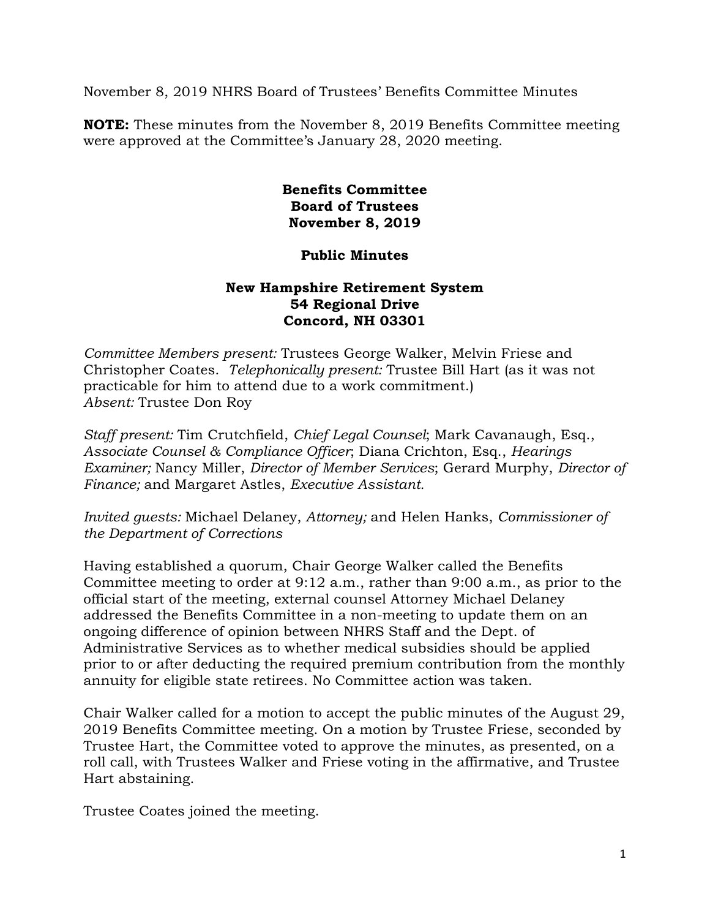November 8, 2019 NHRS Board of Trustees' Benefits Committee Minutes

**NOTE:** These minutes from the November 8, 2019 Benefits Committee meeting were approved at the Committee's January 28, 2020 meeting.

**Benefits Committee**
**Board of Trustees**
**November 8, 2019**

**Public Minutes**

**New Hampshire Retirement System**
**54 Regional Drive**
**Concord, NH 03301**

*Committee Members present:* Trustees George Walker, Melvin Friese and Christopher Coates. *Telephonically present:* Trustee Bill Hart (as it was not practicable for him to attend due to a work commitment.)
*Absent:* Trustee Don Roy

*Staff present:* Tim Crutchfield, *Chief Legal Counsel*; Mark Cavanaugh, Esq., *Associate Counsel & Compliance Officer*; Diana Crichton, Esq., *Hearings Examiner;* Nancy Miller, *Director of Member Services*; Gerard Murphy, *Director of Finance;* and Margaret Astles, *Executive Assistant.*

*Invited guests:* Michael Delaney, *Attorney;* and Helen Hanks, *Commissioner of the Department of Corrections*

Having established a quorum, Chair George Walker called the Benefits Committee meeting to order at 9:12 a.m., rather than 9:00 a.m., as prior to the official start of the meeting, external counsel Attorney Michael Delaney addressed the Benefits Committee in a non-meeting to update them on an ongoing difference of opinion between NHRS Staff and the Dept. of Administrative Services as to whether medical subsidies should be applied prior to or after deducting the required premium contribution from the monthly annuity for eligible state retirees. No Committee action was taken.

Chair Walker called for a motion to accept the public minutes of the August 29, 2019 Benefits Committee meeting. On a motion by Trustee Friese, seconded by Trustee Hart, the Committee voted to approve the minutes, as presented, on a roll call, with Trustees Walker and Friese voting in the affirmative, and Trustee Hart abstaining.

Trustee Coates joined the meeting.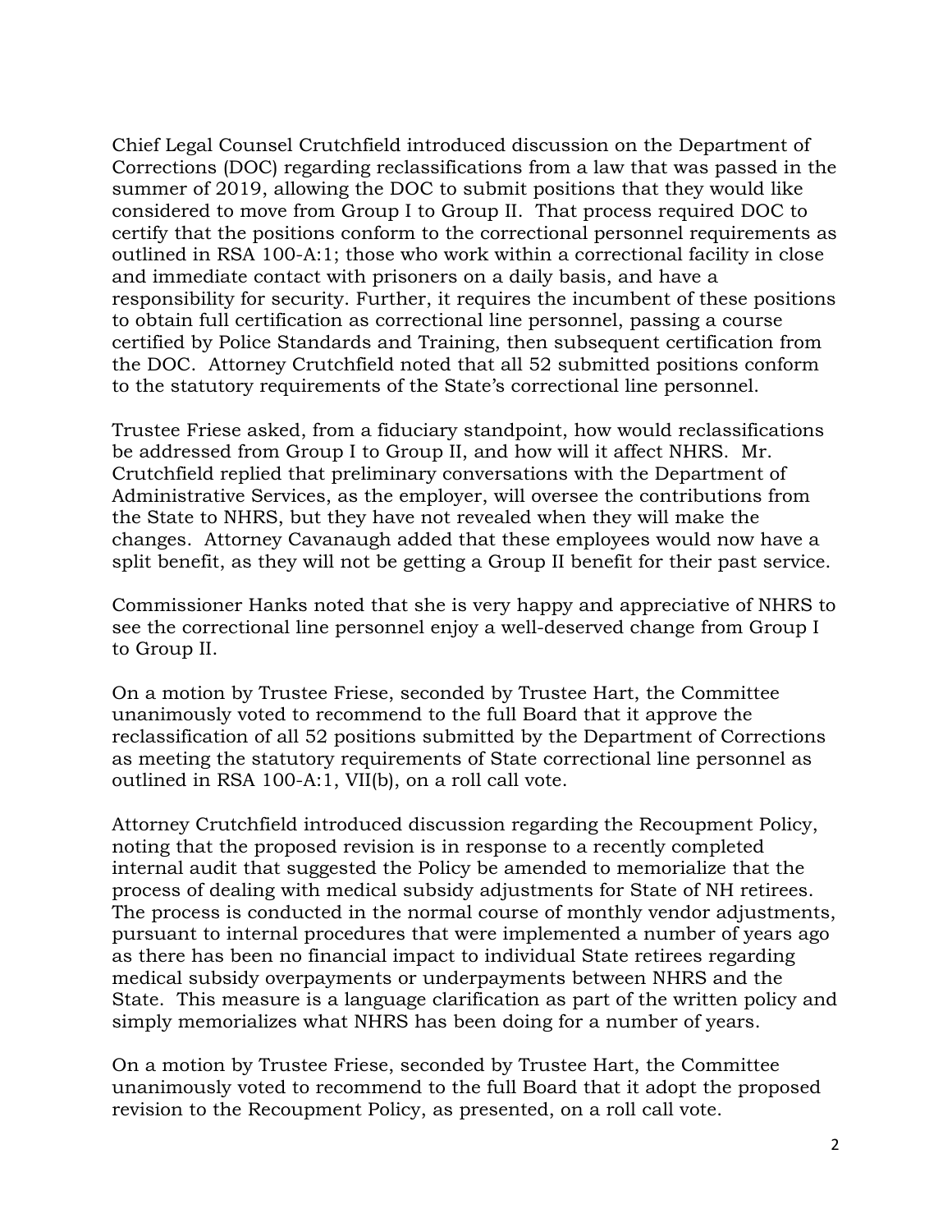Chief Legal Counsel Crutchfield introduced discussion on the Department of Corrections (DOC) regarding reclassifications from a law that was passed in the summer of 2019, allowing the DOC to submit positions that they would like considered to move from Group I to Group II. That process required DOC to certify that the positions conform to the correctional personnel requirements as outlined in RSA 100-A:1; those who work within a correctional facility in close and immediate contact with prisoners on a daily basis, and have a responsibility for security. Further, it requires the incumbent of these positions to obtain full certification as correctional line personnel, passing a course certified by Police Standards and Training, then subsequent certification from the DOC. Attorney Crutchfield noted that all 52 submitted positions conform to the statutory requirements of the State's correctional line personnel.

Trustee Friese asked, from a fiduciary standpoint, how would reclassifications be addressed from Group I to Group II, and how will it affect NHRS. Mr. Crutchfield replied that preliminary conversations with the Department of Administrative Services, as the employer, will oversee the contributions from the State to NHRS, but they have not revealed when they will make the changes. Attorney Cavanaugh added that these employees would now have a split benefit, as they will not be getting a Group II benefit for their past service.

Commissioner Hanks noted that she is very happy and appreciative of NHRS to see the correctional line personnel enjoy a well-deserved change from Group I to Group II.

On a motion by Trustee Friese, seconded by Trustee Hart, the Committee unanimously voted to recommend to the full Board that it approve the reclassification of all 52 positions submitted by the Department of Corrections as meeting the statutory requirements of State correctional line personnel as outlined in RSA 100-A:1, VII(b), on a roll call vote.

Attorney Crutchfield introduced discussion regarding the Recoupment Policy, noting that the proposed revision is in response to a recently completed internal audit that suggested the Policy be amended to memorialize that the process of dealing with medical subsidy adjustments for State of NH retirees. The process is conducted in the normal course of monthly vendor adjustments, pursuant to internal procedures that were implemented a number of years ago as there has been no financial impact to individual State retirees regarding medical subsidy overpayments or underpayments between NHRS and the State. This measure is a language clarification as part of the written policy and simply memorializes what NHRS has been doing for a number of years.

On a motion by Trustee Friese, seconded by Trustee Hart, the Committee unanimously voted to recommend to the full Board that it adopt the proposed revision to the Recoupment Policy, as presented, on a roll call vote.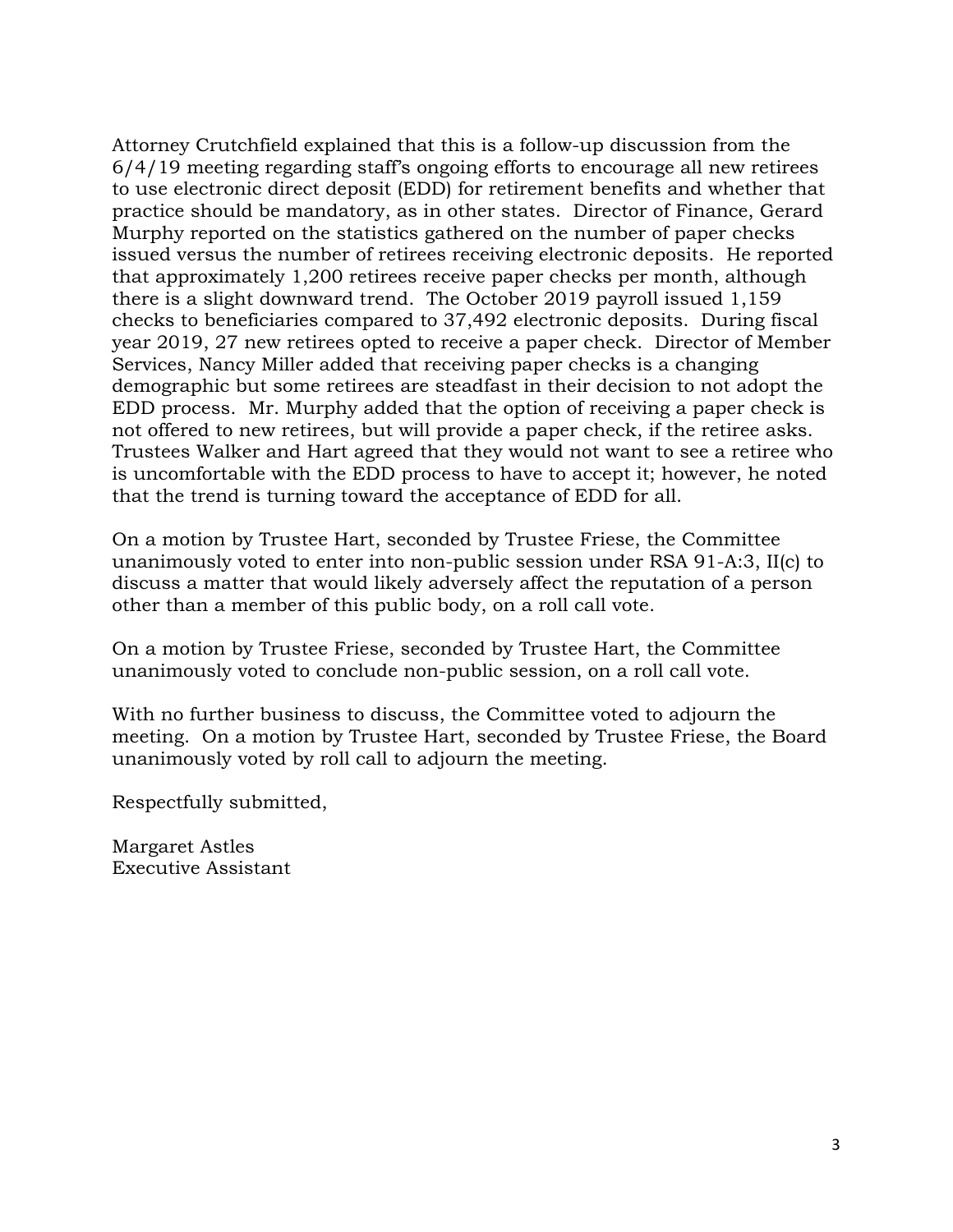Attorney Crutchfield explained that this is a follow-up discussion from the 6/4/19 meeting regarding staff's ongoing efforts to encourage all new retirees to use electronic direct deposit (EDD) for retirement benefits and whether that practice should be mandatory, as in other states. Director of Finance, Gerard Murphy reported on the statistics gathered on the number of paper checks issued versus the number of retirees receiving electronic deposits. He reported that approximately 1,200 retirees receive paper checks per month, although there is a slight downward trend. The October 2019 payroll issued 1,159 checks to beneficiaries compared to 37,492 electronic deposits. During fiscal year 2019, 27 new retirees opted to receive a paper check. Director of Member Services, Nancy Miller added that receiving paper checks is a changing demographic but some retirees are steadfast in their decision to not adopt the EDD process. Mr. Murphy added that the option of receiving a paper check is not offered to new retirees, but will provide a paper check, if the retiree asks. Trustees Walker and Hart agreed that they would not want to see a retiree who is uncomfortable with the EDD process to have to accept it; however, he noted that the trend is turning toward the acceptance of EDD for all.

On a motion by Trustee Hart, seconded by Trustee Friese, the Committee unanimously voted to enter into non-public session under RSA 91-A:3, II(c) to discuss a matter that would likely adversely affect the reputation of a person other than a member of this public body, on a roll call vote.

On a motion by Trustee Friese, seconded by Trustee Hart, the Committee unanimously voted to conclude non-public session, on a roll call vote.

With no further business to discuss, the Committee voted to adjourn the meeting. On a motion by Trustee Hart, seconded by Trustee Friese, the Board unanimously voted by roll call to adjourn the meeting.

Respectfully submitted,

Margaret Astles
Executive Assistant